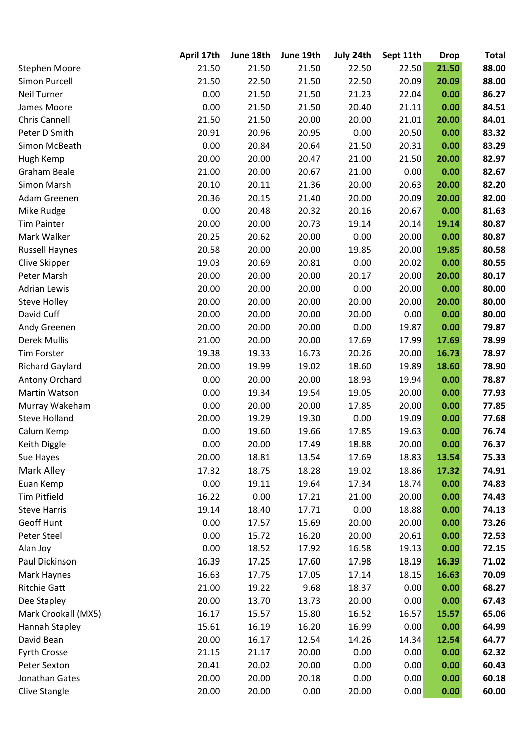| | April 17th | June 18th | June 19th | July 24th | Sept 11th | Drop | Total |
|---|---|---|---|---|---|---|---|
| Stephen Moore | 21.50 | 21.50 | 21.50 | 22.50 | 22.50 | **21.50** | **88.00** |
| Simon Purcell | 21.50 | 22.50 | 21.50 | 22.50 | 20.09 | **20.09** | **88.00** |
| Neil Turner | 0.00 | 21.50 | 21.50 | 21.23 | 22.04 | **0.00** | **86.27** |
| James Moore | 0.00 | 21.50 | 21.50 | 20.40 | 21.11 | **0.00** | **84.51** |
| Chris Cannell | 21.50 | 21.50 | 20.00 | 20.00 | 21.01 | **20.00** | **84.01** |
| Peter D Smith | 20.91 | 20.96 | 20.95 | 0.00 | 20.50 | **0.00** | **83.32** |
| Simon McBeath | 0.00 | 20.84 | 20.64 | 21.50 | 20.31 | **0.00** | **83.29** |
| Hugh Kemp | 20.00 | 20.00 | 20.47 | 21.00 | 21.50 | **20.00** | **82.97** |
| Graham Beale | 21.00 | 20.00 | 20.67 | 21.00 | 0.00 | **0.00** | **82.67** |
| Simon Marsh | 20.10 | 20.11 | 21.36 | 20.00 | 20.63 | **20.00** | **82.20** |
| Adam Greenen | 20.36 | 20.15 | 21.40 | 20.00 | 20.09 | **20.00** | **82.00** |
| Mike Rudge | 0.00 | 20.48 | 20.32 | 20.16 | 20.67 | **0.00** | **81.63** |
| Tim Painter | 20.00 | 20.00 | 20.73 | 19.14 | 20.14 | **19.14** | **80.87** |
| Mark Walker | 20.25 | 20.62 | 20.00 | 0.00 | 20.00 | **0.00** | **80.87** |
| Russell Haynes | 20.58 | 20.00 | 20.00 | 19.85 | 20.00 | **19.85** | **80.58** |
| Clive Skipper | 19.03 | 20.69 | 20.81 | 0.00 | 20.02 | **0.00** | **80.55** |
| Peter Marsh | 20.00 | 20.00 | 20.00 | 20.17 | 20.00 | **20.00** | **80.17** |
| Adrian Lewis | 20.00 | 20.00 | 20.00 | 0.00 | 20.00 | **0.00** | **80.00** |
| Steve Holley | 20.00 | 20.00 | 20.00 | 20.00 | 20.00 | **20.00** | **80.00** |
| David Cuff | 20.00 | 20.00 | 20.00 | 20.00 | 0.00 | **0.00** | **80.00** |
| Andy Greenen | 20.00 | 20.00 | 20.00 | 0.00 | 19.87 | **0.00** | **79.87** |
| Derek Mullis | 21.00 | 20.00 | 20.00 | 17.69 | 17.99 | **17.69** | **78.99** |
| Tim Forster | 19.38 | 19.33 | 16.73 | 20.26 | 20.00 | **16.73** | **78.97** |
| Richard Gaylard | 20.00 | 19.99 | 19.02 | 18.60 | 19.89 | **18.60** | **78.90** |
| Antony Orchard | 0.00 | 20.00 | 20.00 | 18.93 | 19.94 | **0.00** | **78.87** |
| Martin Watson | 0.00 | 19.34 | 19.54 | 19.05 | 20.00 | **0.00** | **77.93** |
| Murray Wakeham | 0.00 | 20.00 | 20.00 | 17.85 | 20.00 | **0.00** | **77.85** |
| Steve Holland | 20.00 | 19.29 | 19.30 | 0.00 | 19.09 | **0.00** | **77.68** |
| Calum Kemp | 0.00 | 19.60 | 19.66 | 17.85 | 19.63 | **0.00** | **76.74** |
| Keith Diggle | 0.00 | 20.00 | 17.49 | 18.88 | 20.00 | **0.00** | **76.37** |
| Sue Hayes | 20.00 | 18.81 | 13.54 | 17.69 | 18.83 | **13.54** | **75.33** |
| Mark Alley | 17.32 | 18.75 | 18.28 | 19.02 | 18.86 | **17.32** | **74.91** |
| Euan Kemp | 0.00 | 19.11 | 19.64 | 17.34 | 18.74 | **0.00** | **74.83** |
| Tim Pitfield | 16.22 | 0.00 | 17.21 | 21.00 | 20.00 | **0.00** | **74.43** |
| Steve Harris | 19.14 | 18.40 | 17.71 | 0.00 | 18.88 | **0.00** | **74.13** |
| Geoff Hunt | 0.00 | 17.57 | 15.69 | 20.00 | 20.00 | **0.00** | **73.26** |
| Peter Steel | 0.00 | 15.72 | 16.20 | 20.00 | 20.61 | **0.00** | **72.53** |
| Alan Joy | 0.00 | 18.52 | 17.92 | 16.58 | 19.13 | **0.00** | **72.15** |
| Paul Dickinson | 16.39 | 17.25 | 17.60 | 17.98 | 18.19 | **16.39** | **71.02** |
| Mark Haynes | 16.63 | 17.75 | 17.05 | 17.14 | 18.15 | **16.63** | **70.09** |
| Ritchie Gatt | 21.00 | 19.22 | 9.68 | 18.37 | 0.00 | **0.00** | **68.27** |
| Dee Stapley | 20.00 | 13.70 | 13.73 | 20.00 | 0.00 | **0.00** | **67.43** |
| Mark Crookall (MX5) | 16.17 | 15.57 | 15.80 | 16.52 | 16.57 | **15.57** | **65.06** |
| Hannah Stapley | 15.61 | 16.19 | 16.20 | 16.99 | 0.00 | **0.00** | **64.99** |
| David Bean | 20.00 | 16.17 | 12.54 | 14.26 | 14.34 | **12.54** | **64.77** |
| Fyrth Crosse | 21.15 | 21.17 | 20.00 | 0.00 | 0.00 | **0.00** | **62.32** |
| Peter Sexton | 20.41 | 20.02 | 20.00 | 0.00 | 0.00 | **0.00** | **60.43** |
| Jonathan Gates | 20.00 | 20.00 | 20.18 | 0.00 | 0.00 | **0.00** | **60.18** |
| Clive Stangle | 20.00 | 20.00 | 0.00 | 20.00 | 0.00 | **0.00** | **60.00** |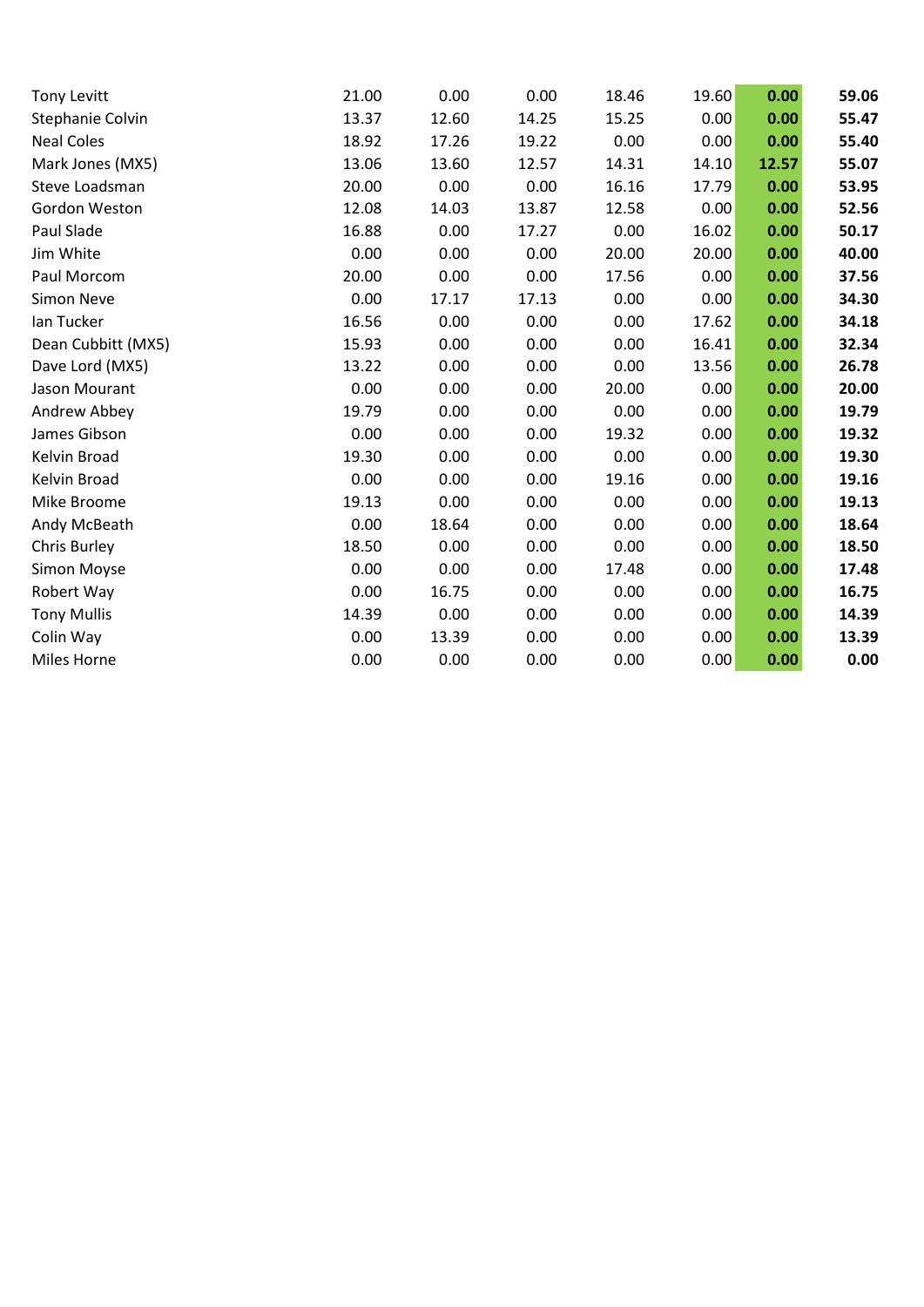| | | | | | | | |
|---|---|---|---|---|---|---|---|
| Tony Levitt | 21.00 | 0.00 | 0.00 | 18.46 | 19.60 | **0.00** | **59.06** |
| Stephanie Colvin | 13.37 | 12.60 | 14.25 | 15.25 | 0.00 | **0.00** | **55.47** |
| Neal Coles | 18.92 | 17.26 | 19.22 | 0.00 | 0.00 | **0.00** | **55.40** |
| Mark Jones (MX5) | 13.06 | 13.60 | 12.57 | 14.31 | 14.10 | **12.57** | **55.07** |
| Steve Loadsman | 20.00 | 0.00 | 0.00 | 16.16 | 17.79 | **0.00** | **53.95** |
| Gordon Weston | 12.08 | 14.03 | 13.87 | 12.58 | 0.00 | **0.00** | **52.56** |
| Paul Slade | 16.88 | 0.00 | 17.27 | 0.00 | 16.02 | **0.00** | **50.17** |
| Jim White | 0.00 | 0.00 | 0.00 | 20.00 | 20.00 | **0.00** | **40.00** |
| Paul Morcom | 20.00 | 0.00 | 0.00 | 17.56 | 0.00 | **0.00** | **37.56** |
| Simon Neve | 0.00 | 17.17 | 17.13 | 0.00 | 0.00 | **0.00** | **34.30** |
| Ian Tucker | 16.56 | 0.00 | 0.00 | 0.00 | 17.62 | **0.00** | **34.18** |
| Dean Cubbitt (MX5) | 15.93 | 0.00 | 0.00 | 0.00 | 16.41 | **0.00** | **32.34** |
| Dave Lord (MX5) | 13.22 | 0.00 | 0.00 | 0.00 | 13.56 | **0.00** | **26.78** |
| Jason Mourant | 0.00 | 0.00 | 0.00 | 20.00 | 0.00 | **0.00** | **20.00** |
| Andrew Abbey | 19.79 | 0.00 | 0.00 | 0.00 | 0.00 | **0.00** | **19.79** |
| James Gibson | 0.00 | 0.00 | 0.00 | 19.32 | 0.00 | **0.00** | **19.32** |
| Kelvin Broad | 19.30 | 0.00 | 0.00 | 0.00 | 0.00 | **0.00** | **19.30** |
| Kelvin Broad | 0.00 | 0.00 | 0.00 | 19.16 | 0.00 | **0.00** | **19.16** |
| Mike Broome | 19.13 | 0.00 | 0.00 | 0.00 | 0.00 | **0.00** | **19.13** |
| Andy McBeath | 0.00 | 18.64 | 0.00 | 0.00 | 0.00 | **0.00** | **18.64** |
| Chris Burley | 18.50 | 0.00 | 0.00 | 0.00 | 0.00 | **0.00** | **18.50** |
| Simon Moyse | 0.00 | 0.00 | 0.00 | 17.48 | 0.00 | **0.00** | **17.48** |
| Robert Way | 0.00 | 16.75 | 0.00 | 0.00 | 0.00 | **0.00** | **16.75** |
| Tony Mullis | 14.39 | 0.00 | 0.00 | 0.00 | 0.00 | **0.00** | **14.39** |
| Colin Way | 0.00 | 13.39 | 0.00 | 0.00 | 0.00 | **0.00** | **13.39** |
| Miles Horne | 0.00 | 0.00 | 0.00 | 0.00 | 0.00 | **0.00** | **0.00** |